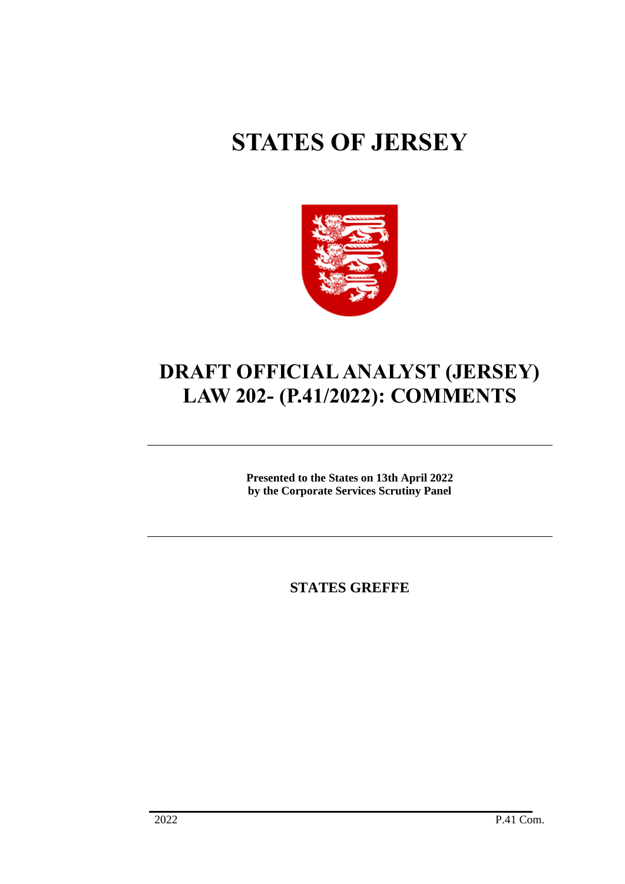# STATES OF JERSEY

## DRAFT OFFICIAL ANALYST (JERSEY) LAW 202- (P.41/2022): COMMENTS

---

**Presented to the States on 13th April 2022**
**by the Corporate Services Scrutiny Panel**

---

**STATES GREFFE**

2022 P.41 Com.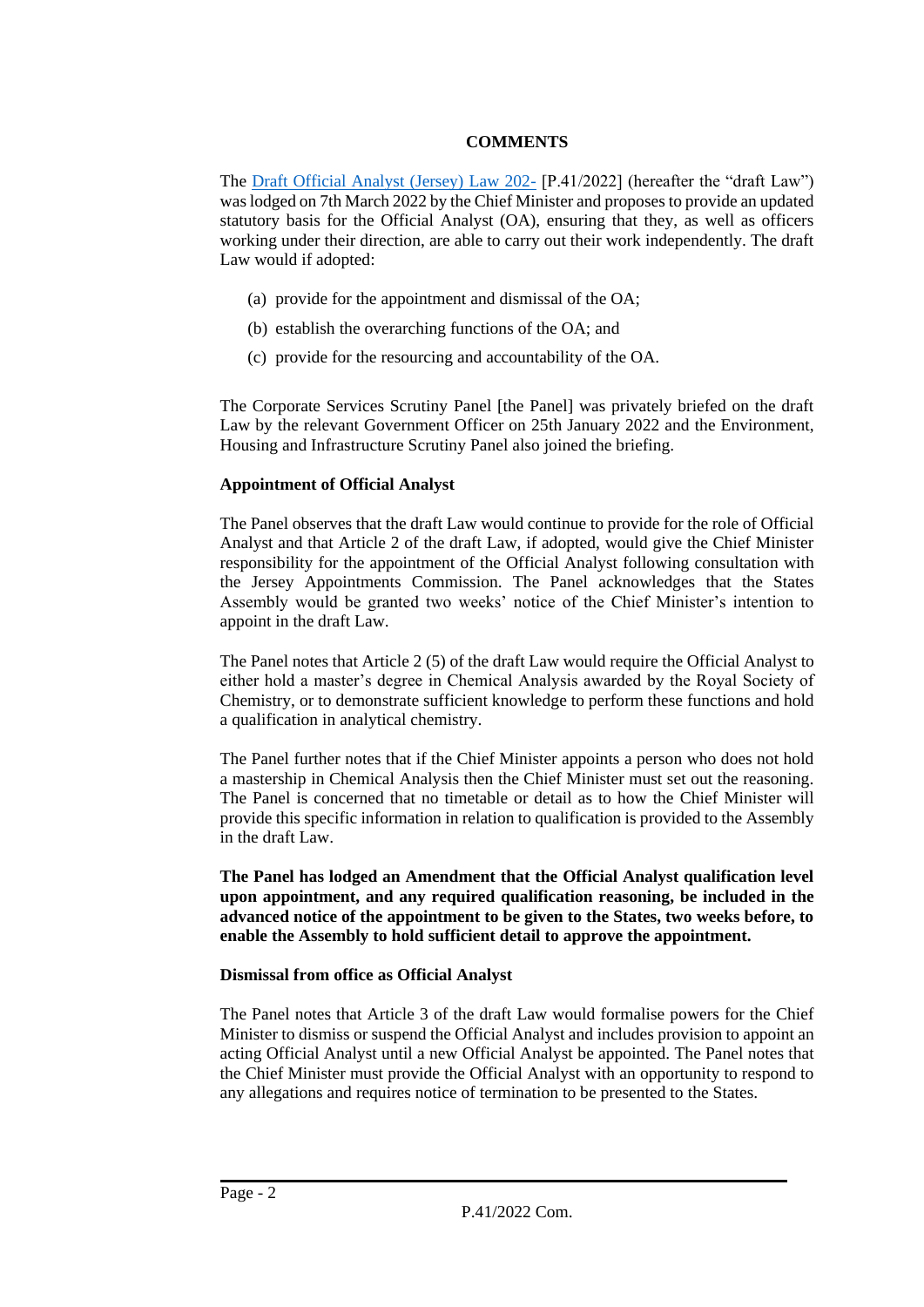## COMMENTS

The [Draft Official Analyst (Jersey) Law 202-](#) [P.41/2022] (hereafter the "draft Law") was lodged on 7th March 2022 by the Chief Minister and proposes to provide an updated statutory basis for the Official Analyst (OA), ensuring that they, as well as officers working under their direction, are able to carry out their work independently. The draft Law would if adopted:

(a) provide for the appointment and dismissal of the OA;

(b) establish the overarching functions of the OA; and

(c) provide for the resourcing and accountability of the OA.

The Corporate Services Scrutiny Panel [the Panel] was privately briefed on the draft Law by the relevant Government Officer on 25th January 2022 and the Environment, Housing and Infrastructure Scrutiny Panel also joined the briefing.

### Appointment of Official Analyst

The Panel observes that the draft Law would continue to provide for the role of Official Analyst and that Article 2 of the draft Law, if adopted, would give the Chief Minister responsibility for the appointment of the Official Analyst following consultation with the Jersey Appointments Commission. The Panel acknowledges that the States Assembly would be granted two weeks' notice of the Chief Minister's intention to appoint in the draft Law.

The Panel notes that Article 2 (5) of the draft Law would require the Official Analyst to either hold a master's degree in Chemical Analysis awarded by the Royal Society of Chemistry, or to demonstrate sufficient knowledge to perform these functions and hold a qualification in analytical chemistry.

The Panel further notes that if the Chief Minister appoints a person who does not hold a mastership in Chemical Analysis then the Chief Minister must set out the reasoning. The Panel is concerned that no timetable or detail as to how the Chief Minister will provide this specific information in relation to qualification is provided to the Assembly in the draft Law.

**The Panel has lodged an Amendment that the Official Analyst qualification level upon appointment, and any required qualification reasoning, be included in the advanced notice of the appointment to be given to the States, two weeks before, to enable the Assembly to hold sufficient detail to approve the appointment.**

### Dismissal from office as Official Analyst

The Panel notes that Article 3 of the draft Law would formalise powers for the Chief Minister to dismiss or suspend the Official Analyst and includes provision to appoint an acting Official Analyst until a new Official Analyst be appointed. The Panel notes that the Chief Minister must provide the Official Analyst with an opportunity to respond to any allegations and requires notice of termination to be presented to the States.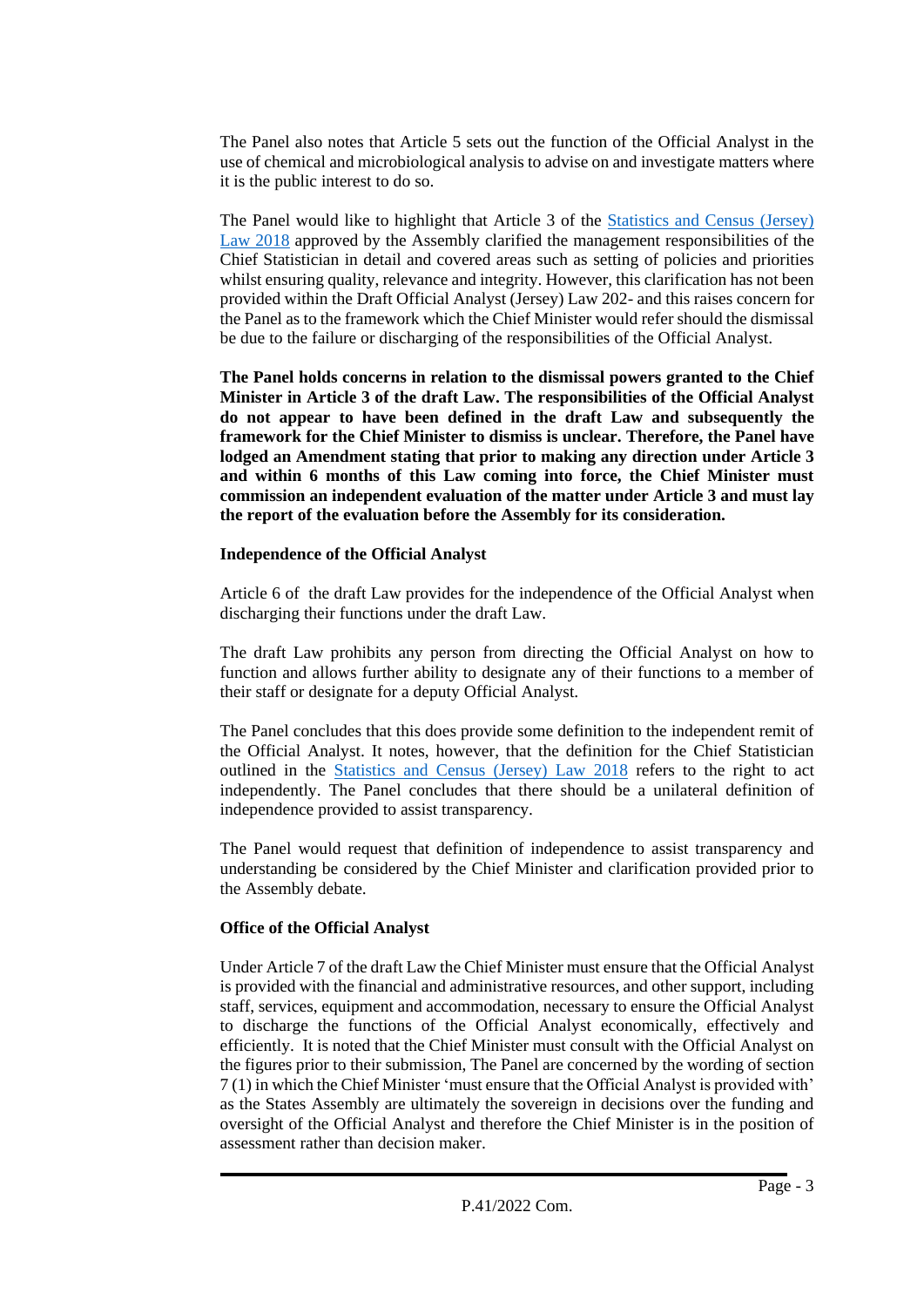The Panel also notes that Article 5 sets out the function of the Official Analyst in the use of chemical and microbiological analysis to advise on and investigate matters where it is the public interest to do so.

The Panel would like to highlight that Article 3 of the [Statistics and Census (Jersey) Law 2018] approved by the Assembly clarified the management responsibilities of the Chief Statistician in detail and covered areas such as setting of policies and priorities whilst ensuring quality, relevance and integrity. However, this clarification has not been provided within the Draft Official Analyst (Jersey) Law 202- and this raises concern for the Panel as to the framework which the Chief Minister would refer should the dismissal be due to the failure or discharging of the responsibilities of the Official Analyst.

**The Panel holds concerns in relation to the dismissal powers granted to the Chief Minister in Article 3 of the draft Law. The responsibilities of the Official Analyst do not appear to have been defined in the draft Law and subsequently the framework for the Chief Minister to dismiss is unclear. Therefore, the Panel have lodged an Amendment stating that prior to making any direction under Article 3 and within 6 months of this Law coming into force, the Chief Minister must commission an independent evaluation of the matter under Article 3 and must lay the report of the evaluation before the Assembly for its consideration.**

**Independence of the Official Analyst**

Article 6 of the draft Law provides for the independence of the Official Analyst when discharging their functions under the draft Law.

The draft Law prohibits any person from directing the Official Analyst on how to function and allows further ability to designate any of their functions to a member of their staff or designate for a deputy Official Analyst.

The Panel concludes that this does provide some definition to the independent remit of the Official Analyst. It notes, however, that the definition for the Chief Statistician outlined in the [Statistics and Census (Jersey) Law 2018] refers to the right to act independently. The Panel concludes that there should be a unilateral definition of independence provided to assist transparency.

The Panel would request that definition of independence to assist transparency and understanding be considered by the Chief Minister and clarification provided prior to the Assembly debate.

**Office of the Official Analyst**

Under Article 7 of the draft Law the Chief Minister must ensure that the Official Analyst is provided with the financial and administrative resources, and other support, including staff, services, equipment and accommodation, necessary to ensure the Official Analyst to discharge the functions of the Official Analyst economically, effectively and efficiently. It is noted that the Chief Minister must consult with the Official Analyst on the figures prior to their submission, The Panel are concerned by the wording of section 7 (1) in which the Chief Minister 'must ensure that the Official Analyst is provided with' as the States Assembly are ultimately the sovereign in decisions over the funding and oversight of the Official Analyst and therefore the Chief Minister is in the position of assessment rather than decision maker.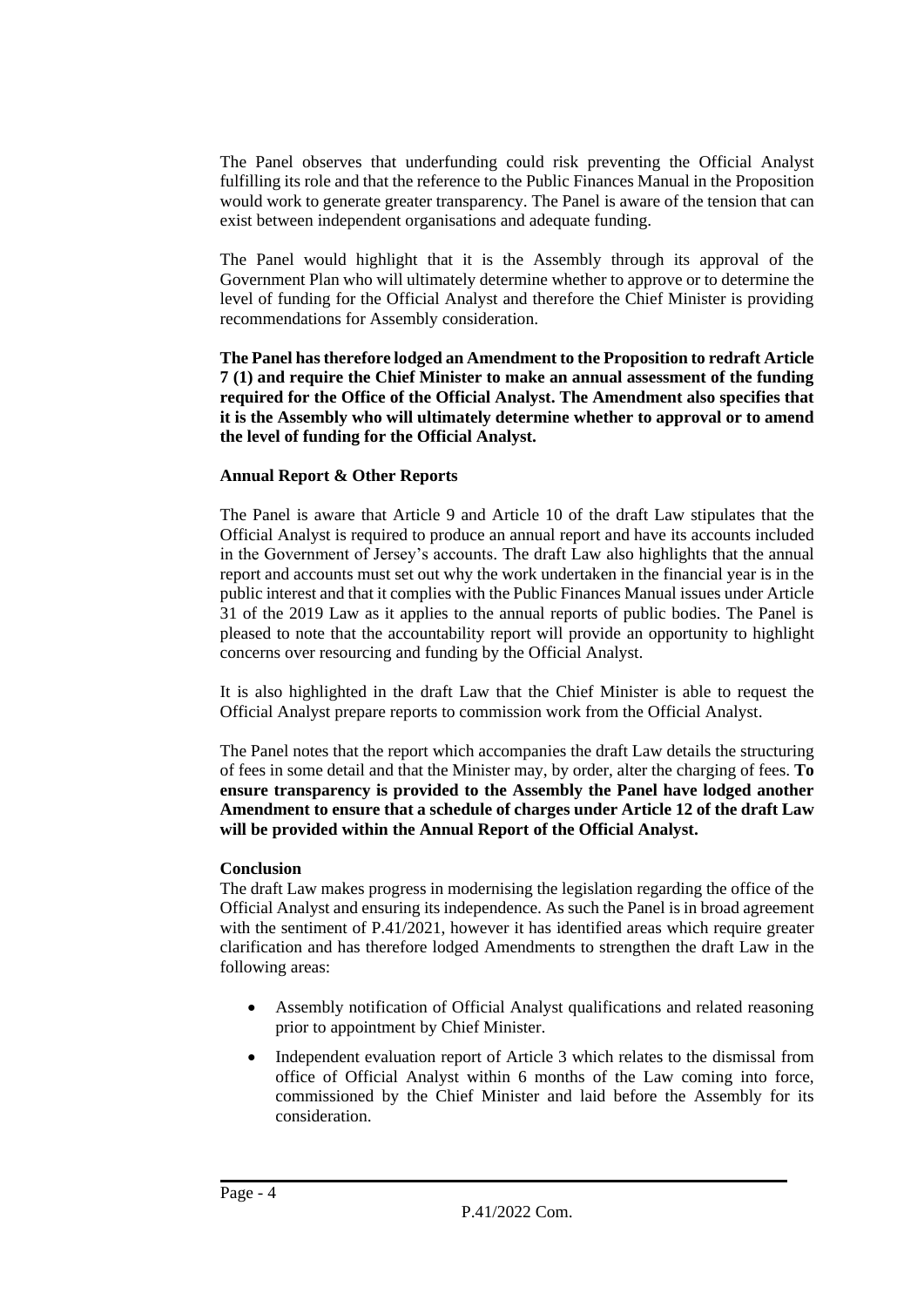The Panel observes that underfunding could risk preventing the Official Analyst fulfilling its role and that the reference to the Public Finances Manual in the Proposition would work to generate greater transparency. The Panel is aware of the tension that can exist between independent organisations and adequate funding.

The Panel would highlight that it is the Assembly through its approval of the Government Plan who will ultimately determine whether to approve or to determine the level of funding for the Official Analyst and therefore the Chief Minister is providing recommendations for Assembly consideration.

**The Panel has therefore lodged an Amendment to the Proposition to redraft Article 7 (1) and require the Chief Minister to make an annual assessment of the funding required for the Office of the Official Analyst. The Amendment also specifies that it is the Assembly who will ultimately determine whether to approval or to amend the level of funding for the Official Analyst.**

**Annual Report & Other Reports**

The Panel is aware that Article 9 and Article 10 of the draft Law stipulates that the Official Analyst is required to produce an annual report and have its accounts included in the Government of Jersey's accounts. The draft Law also highlights that the annual report and accounts must set out why the work undertaken in the financial year is in the public interest and that it complies with the Public Finances Manual issues under Article 31 of the 2019 Law as it applies to the annual reports of public bodies. The Panel is pleased to note that the accountability report will provide an opportunity to highlight concerns over resourcing and funding by the Official Analyst.

It is also highlighted in the draft Law that the Chief Minister is able to request the Official Analyst prepare reports to commission work from the Official Analyst.

The Panel notes that the report which accompanies the draft Law details the structuring of fees in some detail and that the Minister may, by order, alter the charging of fees. **To ensure transparency is provided to the Assembly the Panel have lodged another Amendment to ensure that a schedule of charges under Article 12 of the draft Law will be provided within the Annual Report of the Official Analyst.**

**Conclusion**

The draft Law makes progress in modernising the legislation regarding the office of the Official Analyst and ensuring its independence. As such the Panel is in broad agreement with the sentiment of P.41/2021, however it has identified areas which require greater clarification and has therefore lodged Amendments to strengthen the draft Law in the following areas:

- Assembly notification of Official Analyst qualifications and related reasoning prior to appointment by Chief Minister.
- Independent evaluation report of Article 3 which relates to the dismissal from office of Official Analyst within 6 months of the Law coming into force, commissioned by the Chief Minister and laid before the Assembly for its consideration.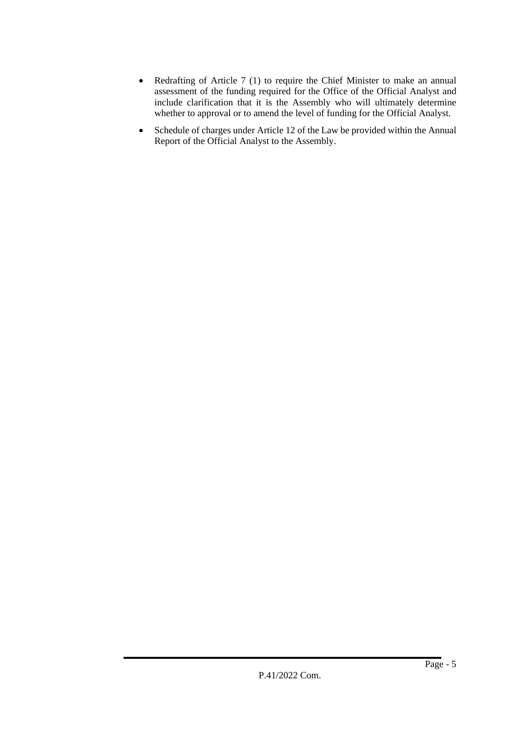- Redrafting of Article 7 (1) to require the Chief Minister to make an annual assessment of the funding required for the Office of the Official Analyst and include clarification that it is the Assembly who will ultimately determine whether to approval or to amend the level of funding for the Official Analyst.
- Schedule of charges under Article 12 of the Law be provided within the Annual Report of the Official Analyst to the Assembly.